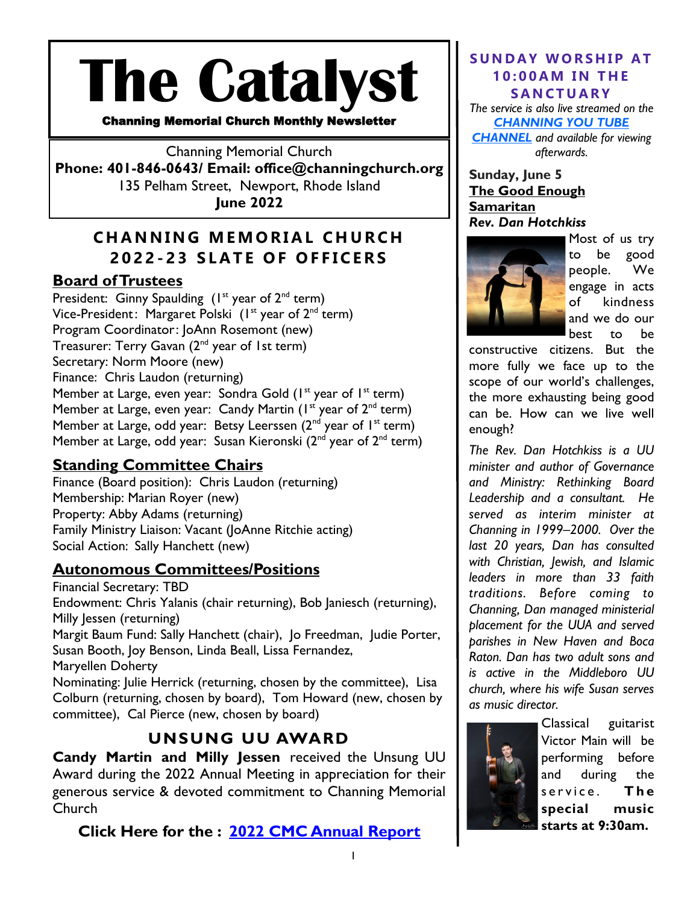# The Catalyst

**Channing Memorial Church Monthly Newsletter**

Channing Memorial Church
**Phone: 401-846-0643/ Email: office@channingchurch.org**
135 Pelham Street, Newport, Rhode Island
**June 2022**

## CHANNING MEMORIAL CHURCH 2022-23 SLATE OF OFFICERS

### Board of Trustees

President: Ginny Spaulding (1st year of 2nd term)
Vice-President: Margaret Polski (1st year of 2nd term)
Program Coordinator: JoAnn Rosemont (new)
Treasurer: Terry Gavan (2nd year of 1st term)
Secretary: Norm Moore (new)
Finance: Chris Laudon (returning)
Member at Large, even year: Sondra Gold (1st year of 1st term)
Member at Large, even year: Candy Martin (1st year of 2nd term)
Member at Large, odd year: Betsy Leerssen (2nd year of 1st term)
Member at Large, odd year: Susan Kieronski (2nd year of 2nd term)

### Standing Committee Chairs

Finance (Board position): Chris Laudon (returning)
Membership: Marian Royer (new)
Property: Abby Adams (returning)
Family Ministry Liaison: Vacant (JoAnne Ritchie acting)
Social Action: Sally Hanchett (new)

### Autonomous Committees/Positions

Financial Secretary: TBD
Endowment: Chris Yalanis (chair returning), Bob Janiesch (returning), Milly Jessen (returning)
Margit Baum Fund: Sally Hanchett (chair), Jo Freedman, Judie Porter, Susan Booth, Joy Benson, Linda Beall, Lissa Fernandez, Maryellen Doherty
Nominating: Julie Herrick (returning, chosen by the committee), Lisa Colburn (returning, chosen by board), Tom Howard (new, chosen by committee), Cal Pierce (new, chosen by board)

## UNSUNG UU AWARD

**Candy Martin and Milly Jessen** received the Unsung UU Award during the 2022 Annual Meeting in appreciation for their generous service & devoted commitment to Channing Memorial Church

**Click Here for the : [2022 CMC Annual Report]**

## SUNDAY WORSHIP AT 10:00AM IN THE SANCTUARY

*The service is also live streamed on the [CHANNING YOU TUBE CHANNEL] and available for viewing afterwards.*

**Sunday, June 5**
**The Good Enough Samaritan**
***Rev. Dan Hotchkiss***

Most of us try to be good people. We engage in acts of kindness and we do our best to be constructive citizens. But the more fully we face up to the scope of our world's challenges, the more exhausting being good can be. How can we live well enough?

*The Rev. Dan Hotchkiss is a UU minister and author of Governance and Ministry: Rethinking Board Leadership and a consultant. He served as interim minister at Channing in 1999–2000. Over the last 20 years, Dan has consulted with Christian, Jewish, and Islamic leaders in more than 33 faith traditions. Before coming to Channing, Dan managed ministerial placement for the UUA and served parishes in New Haven and Boca Raton. Dan has two adult sons and is active in the Middleboro UU church, where his wife Susan serves as music director.*

Classical guitarist Victor Main will be performing before and during the service. **The special music starts at 9:30am.**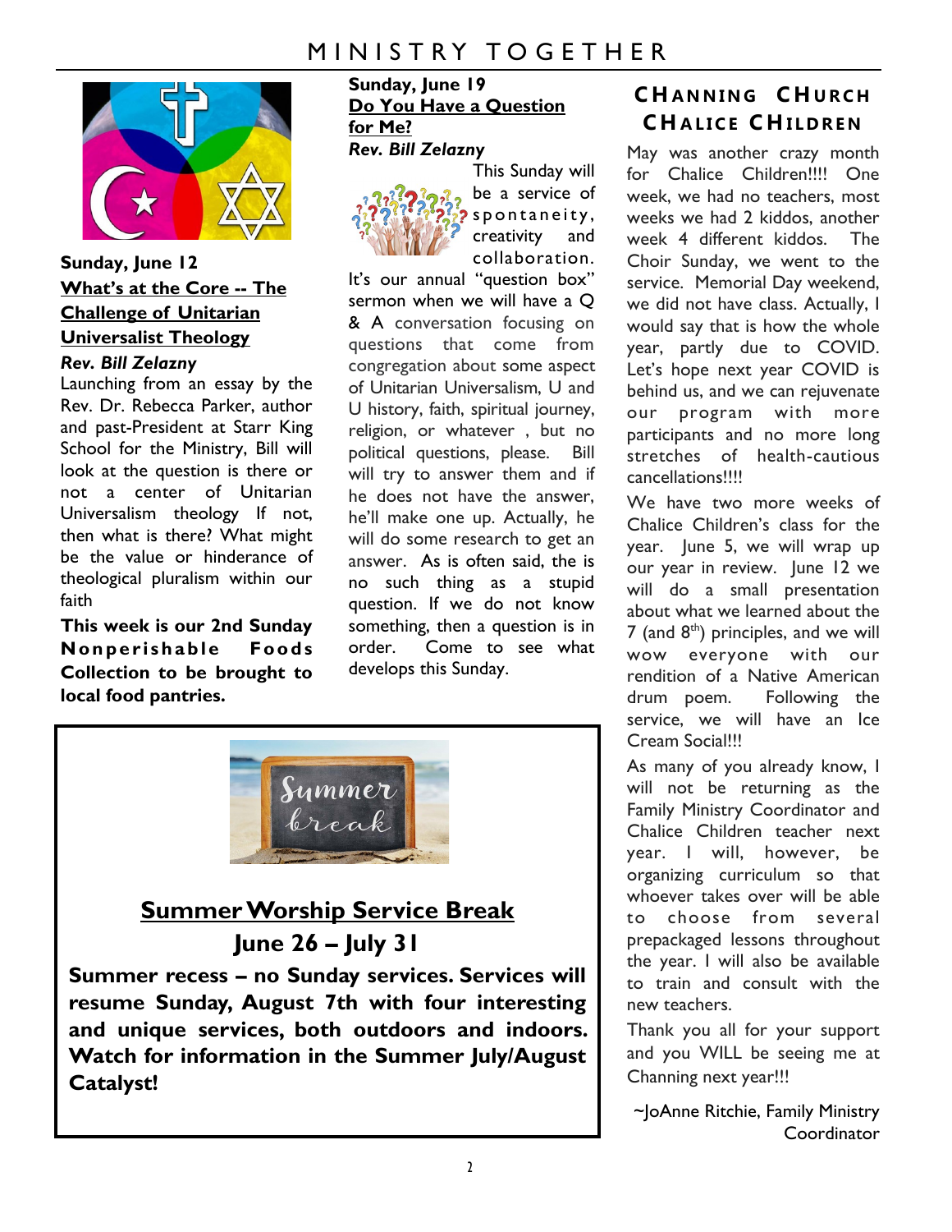**Sunday, June 12**

**What's at the Core -- The Challenge of Unitarian Universalist Theology**

***Rev. Bill Zelazny***

Launching from an essay by the Rev. Dr. Rebecca Parker, author and past-President at Starr King School for the Ministry, Bill will look at the question is there or not a center of Unitarian Universalism theology If not, then what is there? What might be the value or hinderance of theological pluralism within our faith

**This week is our 2nd Sunday Nonperishable Foods Collection to be brought to local food pantries.**

**Sunday, June 19**

**Do You Have a Question for Me?**

***Rev. Bill Zelazny***

This Sunday will be a service of spontaneity, creativity and collaboration. It's our annual "question box" sermon when we will have a Q & A conversation focusing on questions that come from congregation about some aspect of Unitarian Universalism, U and U history, faith, spiritual journey, religion, or whatever , but no political questions, please. Bill will try to answer them and if he does not have the answer, he'll make one up. Actually, he will do some research to get an answer. As is often said, the is no such thing as a stupid question. If we do not know something, then a question is in order. Come to see what develops this Sunday.

## Summer Worship Service Break

### June 26 – July 31

**Summer recess – no Sunday services. Services will resume Sunday, August 7th with four interesting and unique services, both outdoors and indoors. Watch for information in the Summer July/August Catalyst!**

## Channing Church Chalice Children

May was another crazy month for Chalice Children!!!! One week, we had no teachers, most weeks we had 2 kiddos, another week 4 different kiddos. The Choir Sunday, we went to the service. Memorial Day weekend, we did not have class. Actually, I would say that is how the whole year, partly due to COVID. Let's hope next year COVID is behind us, and we can rejuvenate our program with more participants and no more long stretches of health-cautious cancellations!!!!

We have two more weeks of Chalice Children's class for the year. June 5, we will wrap up our year in review. June 12 we will do a small presentation about what we learned about the 7 (and 8th) principles, and we will wow everyone with our rendition of a Native American drum poem. Following the service, we will have an Ice Cream Social!!!

As many of you already know, I will not be returning as the Family Ministry Coordinator and Chalice Children teacher next year. I will, however, be organizing curriculum so that whoever takes over will be able to choose from several prepackaged lessons throughout the year. I will also be available to train and consult with the new teachers.

Thank you all for your support and you WILL be seeing me at Channing next year!!!

~JoAnne Ritchie, Family Ministry Coordinator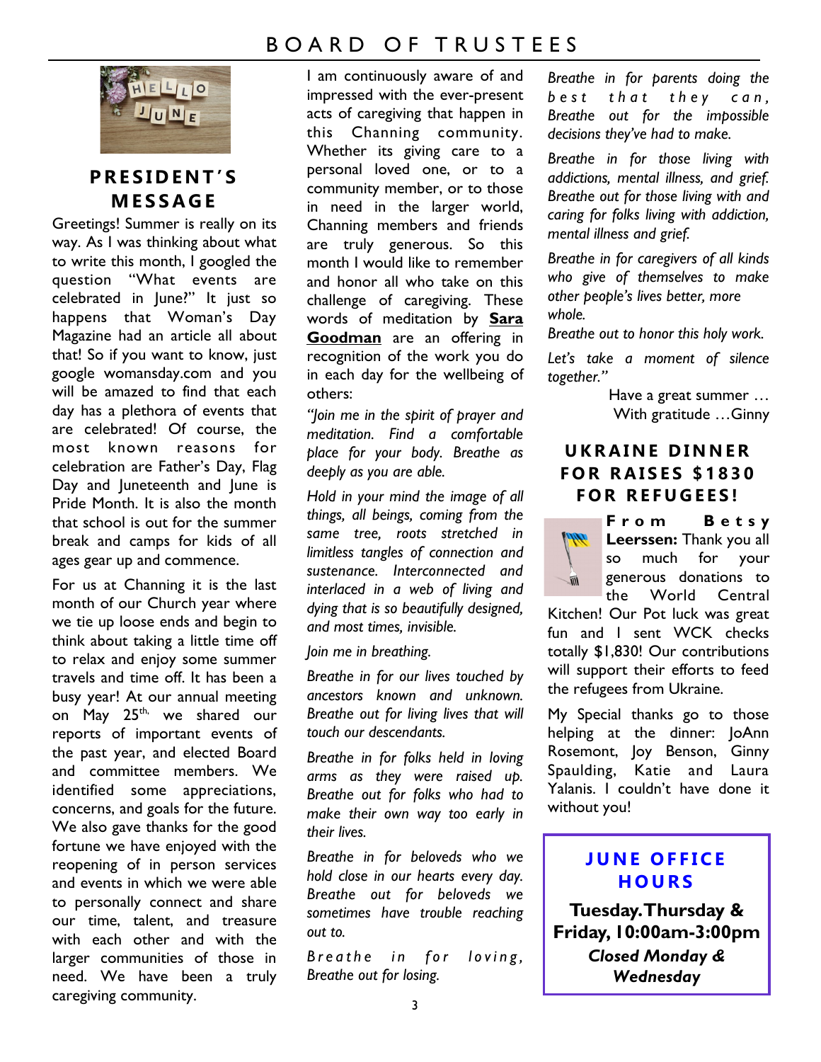# BOARD OF TRUSTEES

## PRESIDENT'S MESSAGE

Greetings! Summer is really on its way. As I was thinking about what to write this month, I googled the question "What events are celebrated in June?" It just so happens that Woman's Day Magazine had an article all about that! So if you want to know, just google womansday.com and you will be amazed to find that each day has a plethora of events that are celebrated! Of course, the most known reasons for celebration are Father's Day, Flag Day and Juneteenth and June is Pride Month. It is also the month that school is out for the summer break and camps for kids of all ages gear up and commence.

For us at Channing it is the last month of our Church year where we tie up loose ends and begin to think about taking a little time off to relax and enjoy some summer travels and time off. It has been a busy year! At our annual meeting on May 25th, we shared our reports of important events of the past year, and elected Board and committee members. We identified some appreciations, concerns, and goals for the future. We also gave thanks for the good fortune we have enjoyed with the reopening of in person services and events in which we were able to personally connect and share our time, talent, and treasure with each other and with the larger communities of those in need. We have been a truly caregiving community.

I am continuously aware of and impressed with the ever-present acts of caregiving that happen in this Channing community. Whether its giving care to a personal loved one, or to a community member, or to those in need in the larger world, Channing members and friends are truly generous. So this month I would like to remember and honor all who take on this challenge of caregiving. These words of meditation by **Sara Goodman** are an offering in recognition of the work you do in each day for the wellbeing of others:

*"Join me in the spirit of prayer and meditation. Find a comfortable place for your body. Breathe as deeply as you are able.*

*Hold in your mind the image of all things, all beings, coming from the same tree, roots stretched in limitless tangles of connection and sustenance. Interconnected and interlaced in a web of living and dying that is so beautifully designed, and most times, invisible.*

*Join me in breathing.*

*Breathe in for our lives touched by ancestors known and unknown. Breathe out for living lives that will touch our descendants.*

*Breathe in for folks held in loving arms as they were raised up. Breathe out for folks who had to make their own way too early in their lives.*

*Breathe in for beloveds who we hold close in our hearts every day. Breathe out for beloveds we sometimes have trouble reaching out to.*

*Breathe in for loving, Breathe out for losing.*

*Breathe in for parents doing the best that they can, Breathe out for the impossible decisions they've had to make.*

*Breathe in for those living with addictions, mental illness, and grief. Breathe out for those living with and caring for folks living with addiction, mental illness and grief.*

*Breathe in for caregivers of all kinds who give of themselves to make other people's lives better, more whole.*
*Breathe out to honor this holy work.*

*Let's take a moment of silence together."*

Have a great summer …
With gratitude …Ginny

## UKRAINE DINNER FOR RAISES $1830 FOR REFUGEES!

**From Betsy Leerssen:** Thank you all so much for your generous donations to the World Central Kitchen! Our Pot luck was great fun and I sent WCK checks totally $1,830! Our contributions will support their efforts to feed the refugees from Ukraine.

My Special thanks go to those helping at the dinner: JoAnn Rosemont, Joy Benson, Ginny Spaulding, Katie and Laura Yalanis. I couldn't have done it without you!

## JUNE OFFICE HOURS

**Tuesday.Thursday & Friday, 10:00am-3:00pm**

***Closed Monday & Wednesday***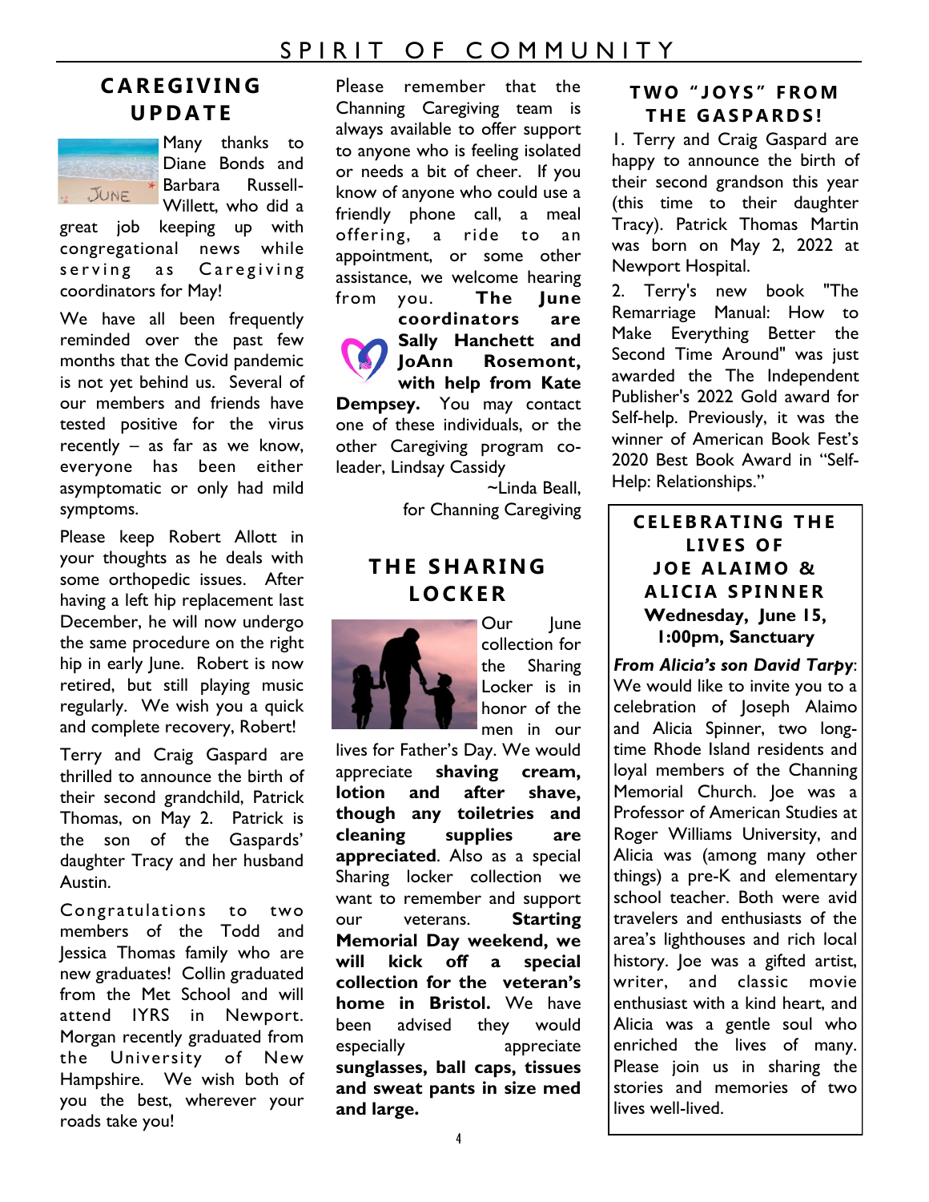## CAREGIVING UPDATE

Many thanks to Diane Bonds and Barbara Russell-Willett, who did a great job keeping up with congregational news while serving as Caregiving coordinators for May!

We have all been frequently reminded over the past few months that the Covid pandemic is not yet behind us. Several of our members and friends have tested positive for the virus recently – as far as we know, everyone has been either asymptomatic or only had mild symptoms.

Please keep Robert Allott in your thoughts as he deals with some orthopedic issues. After having a left hip replacement last December, he will now undergo the same procedure on the right hip in early June. Robert is now retired, but still playing music regularly. We wish you a quick and complete recovery, Robert!

Terry and Craig Gaspard are thrilled to announce the birth of their second grandchild, Patrick Thomas, on May 2. Patrick is the son of the Gaspards' daughter Tracy and her husband Austin.

Congratulations to two members of the Todd and Jessica Thomas family who are new graduates! Collin graduated from the Met School and will attend IYRS in Newport. Morgan recently graduated from the University of New Hampshire. We wish both of you the best, wherever your roads take you!

Please remember that the Channing Caregiving team is always available to offer support to anyone who is feeling isolated or needs a bit of cheer. If you know of anyone who could use a friendly phone call, a meal offering, a ride to an appointment, or some other assistance, we welcome hearing from you. **The June coordinators are Sally Hanchett and JoAnn Rosemont, with help from Kate Dempsey.** You may contact one of these individuals, or the other Caregiving program co-leader, Lindsay Cassidy

~Linda Beall,
for Channing Caregiving

## THE SHARING LOCKER

Our June collection for the Sharing Locker is in honor of the men in our lives for Father's Day. We would appreciate **shaving cream, lotion and after shave, though any toiletries and cleaning supplies are appreciated**. Also as a special Sharing locker collection we want to remember and support our veterans. **Starting Memorial Day weekend, we will kick off a special collection for the veteran's home in Bristol.** We have been advised they would especially appreciate **sunglasses, ball caps, tissues and sweat pants in size med and large.**

## TWO "JOYS" FROM THE GASPARDS!

1. Terry and Craig Gaspard are happy to announce the birth of their second grandson this year (this time to their daughter Tracy). Patrick Thomas Martin was born on May 2, 2022 at Newport Hospital.

2. Terry's new book "The Remarriage Manual: How to Make Everything Better the Second Time Around" was just awarded the The Independent Publisher's 2022 Gold award for Self-help. Previously, it was the winner of American Book Fest's 2020 Best Book Award in "Self-Help: Relationships."

## CELEBRATING THE LIVES OF JOE ALAIMO & ALICIA SPINNER

**Wednesday, June 15, 1:00pm, Sanctuary**

***From Alicia's son David Tarpy***: We would like to invite you to a celebration of Joseph Alaimo and Alicia Spinner, two long-time Rhode Island residents and loyal members of the Channing Memorial Church. Joe was a Professor of American Studies at Roger Williams University, and Alicia was (among many other things) a pre-K and elementary school teacher. Both were avid travelers and enthusiasts of the area's lighthouses and rich local history. Joe was a gifted artist, writer, and classic movie enthusiast with a kind heart, and Alicia was a gentle soul who enriched the lives of many. Please join us in sharing the stories and memories of two lives well-lived.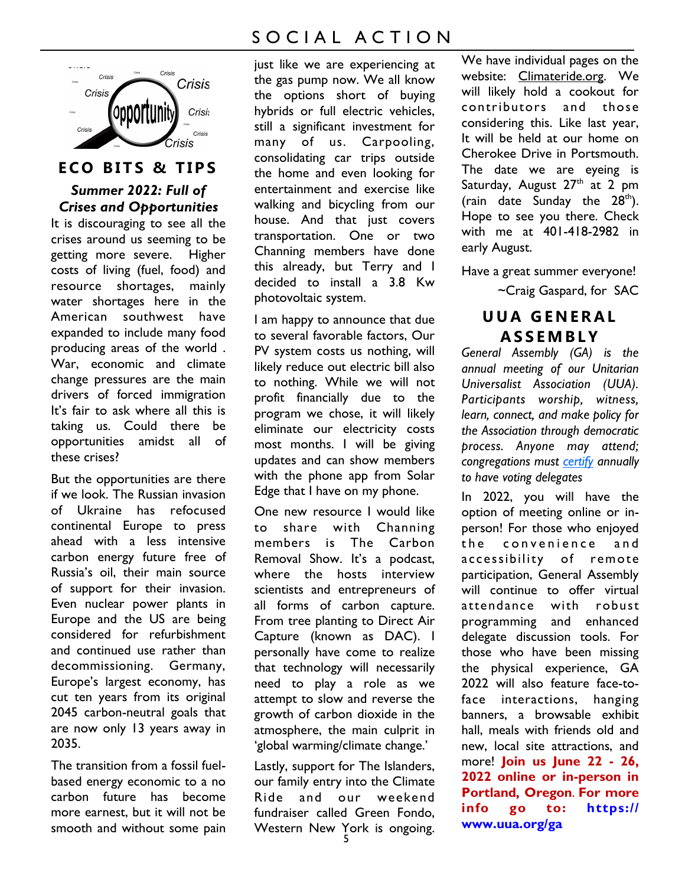## ECO BITS & TIPS

### *Summer 2022: Full of Crises and Opportunities*

It is discouraging to see all the crises around us seeming to be getting more severe. Higher costs of living (fuel, food) and resource shortages, mainly water shortages here in the American southwest have expanded to include many food producing areas of the world . War, economic and climate change pressures are the main drivers of forced immigration It's fair to ask where all this is taking us. Could there be opportunities amidst all of these crises?

But the opportunities are there if we look. The Russian invasion of Ukraine has refocused continental Europe to press ahead with a less intensive carbon energy future free of Russia's oil, their main source of support for their invasion. Even nuclear power plants in Europe and the US are being considered for refurbishment and continued use rather than decommissioning. Germany, Europe's largest economy, has cut ten years from its original 2045 carbon-neutral goals that are now only 13 years away in 2035.

The transition from a fossil fuel-based energy economic to a no carbon future has become more earnest, but it will not be smooth and without some pain just like we are experiencing at the gas pump now. We all know the options short of buying hybrids or full electric vehicles, still a significant investment for many of us. Carpooling, consolidating car trips outside the home and even looking for entertainment and exercise like walking and bicycling from our house. And that just covers transportation. One or two Channing members have done this already, but Terry and I decided to install a 3.8 Kw photovoltaic system.

I am happy to announce that due to several favorable factors, Our PV system costs us nothing, will likely reduce out electric bill also to nothing. While we will not profit financially due to the program we chose, it will likely eliminate our electricity costs most months. I will be giving updates and can show members with the phone app from Solar Edge that I have on my phone.

One new resource I would like to share with Channing members is The Carbon Removal Show. It's a podcast, where the hosts interview scientists and entrepreneurs of all forms of carbon capture. From tree planting to Direct Air Capture (known as DAC). I personally have come to realize that technology will necessarily need to play a role as we attempt to slow and reverse the growth of carbon dioxide in the atmosphere, the main culprit in 'global warming/climate change.'

Lastly, support for The Islanders, our family entry into the Climate Ride and our weekend fundraiser called Green Fondo, Western New York is ongoing. We have individual pages on the website: Climateride.org. We will likely hold a cookout for contributors and those considering this. Like last year, It will be held at our home on Cherokee Drive in Portsmouth. The date we are eyeing is Saturday, August 27th at 2 pm (rain date Sunday the 28th). Hope to see you there. Check with me at 401-418-2982 in early August.

Have a great summer everyone!

~Craig Gaspard, for SAC

## UUA GENERAL ASSEMBLY

*General Assembly (GA) is the annual meeting of our Unitarian Universalist Association (UUA). Participants worship, witness, learn, connect, and make policy for the Association through democratic process. Anyone may attend; congregations must certify annually to have voting delegates*

In 2022, you will have the option of meeting online or in-person! For those who enjoyed the convenience and accessibility of remote participation, General Assembly will continue to offer virtual attendance with robust programming and enhanced delegate discussion tools. For those who have been missing the physical experience, GA 2022 will also feature face-to-face interactions, hanging banners, a browsable exhibit hall, meals with friends old and new, local site attractions, and more! **Join us June 22 - 26, 2022 online or in-person in Portland, Oregon. For more info go to: https://www.uua.org/ga**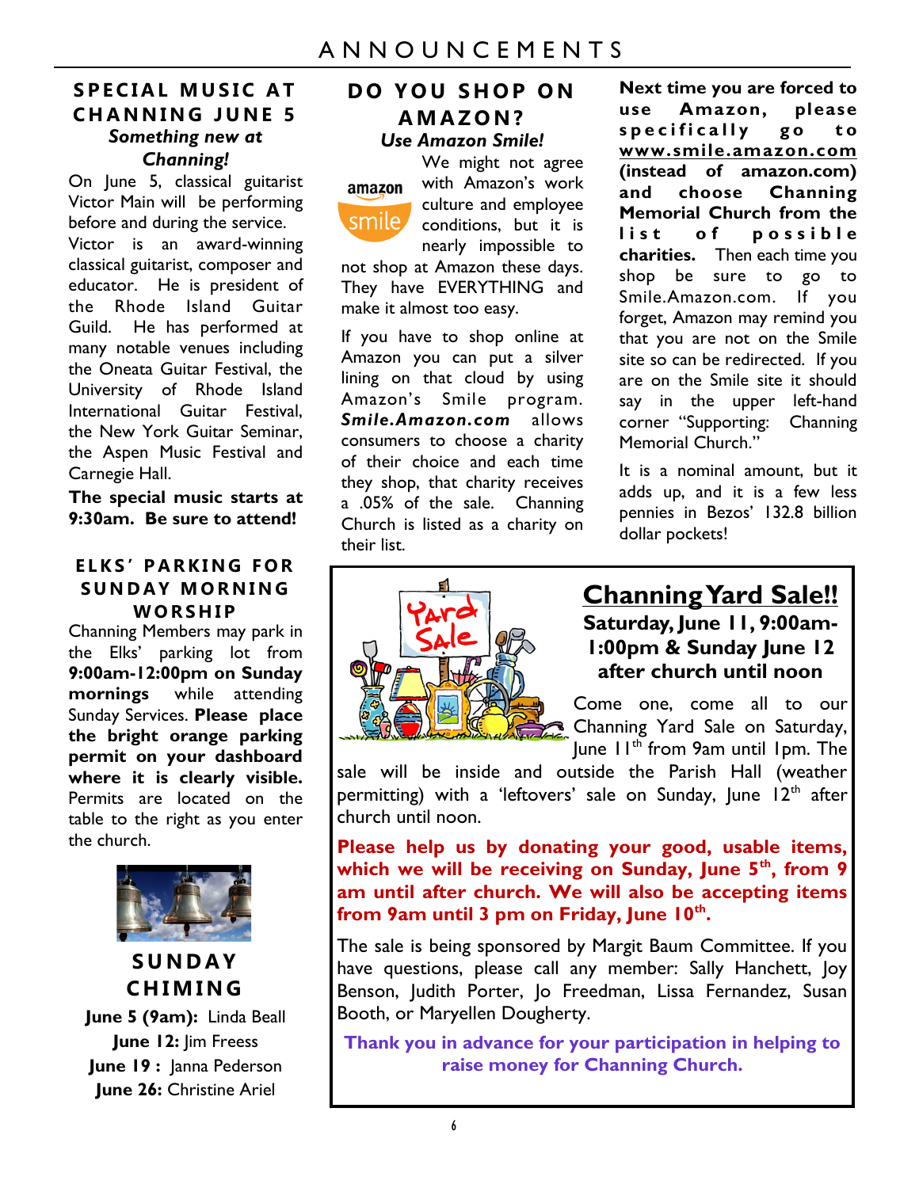# ANNOUNCEMENTS

## SPECIAL MUSIC AT CHANNING JUNE 5

***Something new at Channing!***

On June 5, classical guitarist Victor Main will be performing before and during the service.

Victor is an award-winning classical guitarist, composer and educator. He is president of the Rhode Island Guitar Guild. He has performed at many notable venues including the Oneata Guitar Festival, the University of Rhode Island International Guitar Festival, the New York Guitar Seminar, the Aspen Music Festival and Carnegie Hall.

**The special music starts at 9:30am. Be sure to attend!**

## ELKS' PARKING FOR SUNDAY MORNING WORSHIP

Channing Members may park in the Elks' parking lot from **9:00am-12:00pm on Sunday mornings** while attending Sunday Services. **Please place the bright orange parking permit on your dashboard where it is clearly visible.** Permits are located on the table to the right as you enter the church.

## SUNDAY CHIMING

**June 5 (9am):** Linda Beall
**June 12:** Jim Freess
**June 19 :** Janna Pederson
**June 26:** Christine Ariel

## DO YOU SHOP ON AMAZON?

***Use Amazon Smile!***

We might not agree with Amazon's work culture and employee conditions, but it is nearly impossible to not shop at Amazon these days. They have EVERYTHING and make it almost too easy.

If you have to shop online at Amazon you can put a silver lining on that cloud by using Amazon's Smile program. ***Smile.Amazon.com*** allows consumers to choose a charity of their choice and each time they shop, that charity receives a .05% of the sale. Channing Church is listed as a charity on their list.

**Next time you are forced to use Amazon, please specifically go to [www.smile.amazon.com](http://www.smile.amazon.com) (instead of amazon.com) and choose Channing Memorial Church from the list of possible charities.** Then each time you shop be sure to go to Smile.Amazon.com. If you forget, Amazon may remind you that you are not on the Smile site so can be redirected. If you are on the Smile site it should say in the upper left-hand corner "Supporting: Channing Memorial Church."

It is a nominal amount, but it adds up, and it is a few less pennies in Bezos' 132.8 billion dollar pockets!

## Channing Yard Sale!!

**Saturday, June 11, 9:00am-1:00pm & Sunday June 12 after church until noon**

Come one, come all to our Channing Yard Sale on Saturday, June 11th from 9am until 1pm. The sale will be inside and outside the Parish Hall (weather permitting) with a 'leftovers' sale on Sunday, June 12th after church until noon.

**Please help us by donating your good, usable items, which we will be receiving on Sunday, June 5th, from 9 am until after church. We will also be accepting items from 9am until 3 pm on Friday, June 10th.**

The sale is being sponsored by Margit Baum Committee. If you have questions, please call any member: Sally Hanchett, Joy Benson, Judith Porter, Jo Freedman, Lissa Fernandez, Susan Booth, or Maryellen Dougherty.

**Thank you in advance for your participation in helping to raise money for Channing Church.**